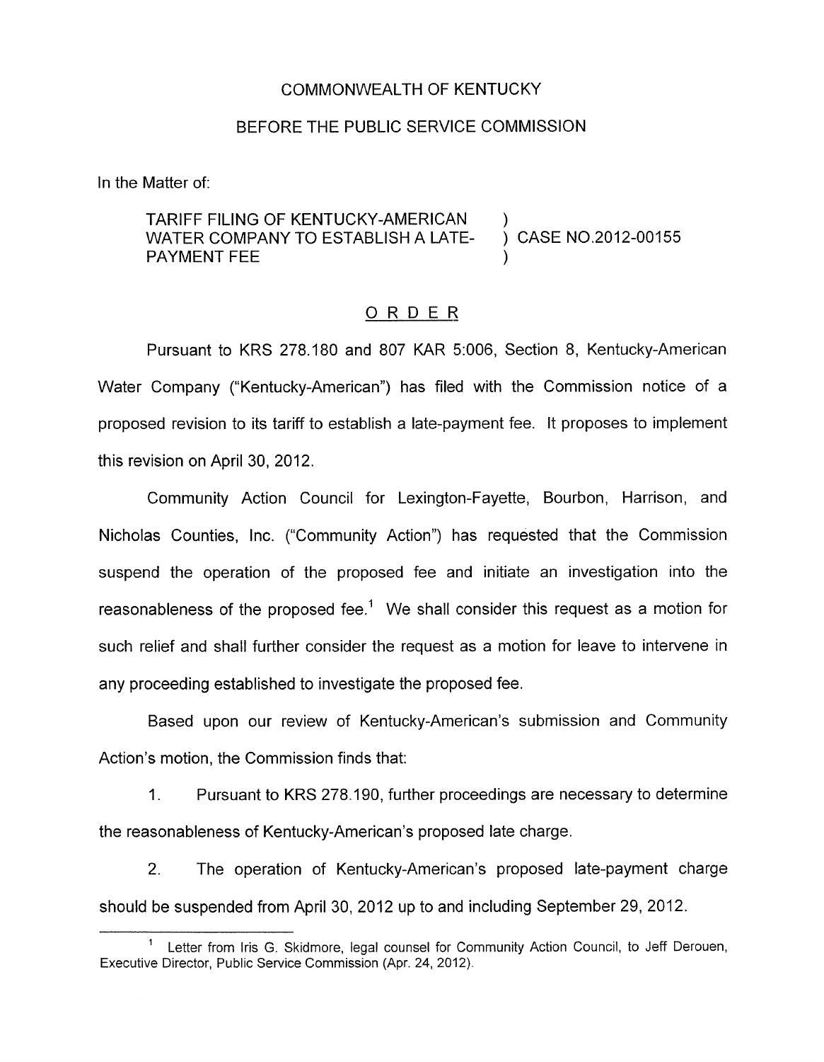COMMONWEALTH OF KENTUCKY

BEFORE THE PUBLIC SERVICE COMMISSION

In the Matter of:

TARIFF FILING OF KENTUCKY-AMERICAN WATER COMPANY TO ESTABLISH A LATE-PAYMENT FEE ) CASE NO.2012-00155

## ORDER

Pursuant to KRS 278.180 and 807 KAR 5:006, Section 8, Kentucky-American Water Company ("Kentucky-American") has filed with the Commission notice of a proposed revision to its tariff to establish a late-payment fee. It proposes to implement this revision on April 30, 2012.

Community Action Council for Lexington-Fayette, Bourbon, Harrison, and Nicholas Counties, Inc. ("Community Action") has requested that the Commission suspend the operation of the proposed fee and initiate an investigation into the reasonableness of the proposed fee.[1] We shall consider this request as a motion for such relief and shall further consider the request as a motion for leave to intervene in any proceeding established to investigate the proposed fee.

Based upon our review of Kentucky-American's submission and Community Action's motion, the Commission finds that:

1. Pursuant to KRS 278.190, further proceedings are necessary to determine the reasonableness of Kentucky-American's proposed late charge.

2. The operation of Kentucky-American's proposed late-payment charge should be suspended from April 30, 2012 up to and including September 29, 2012.

---

[1] Letter from Iris G. Skidmore, legal counsel for Community Action Council, to Jeff Derouen, Executive Director, Public Service Commission (Apr. 24, 2012).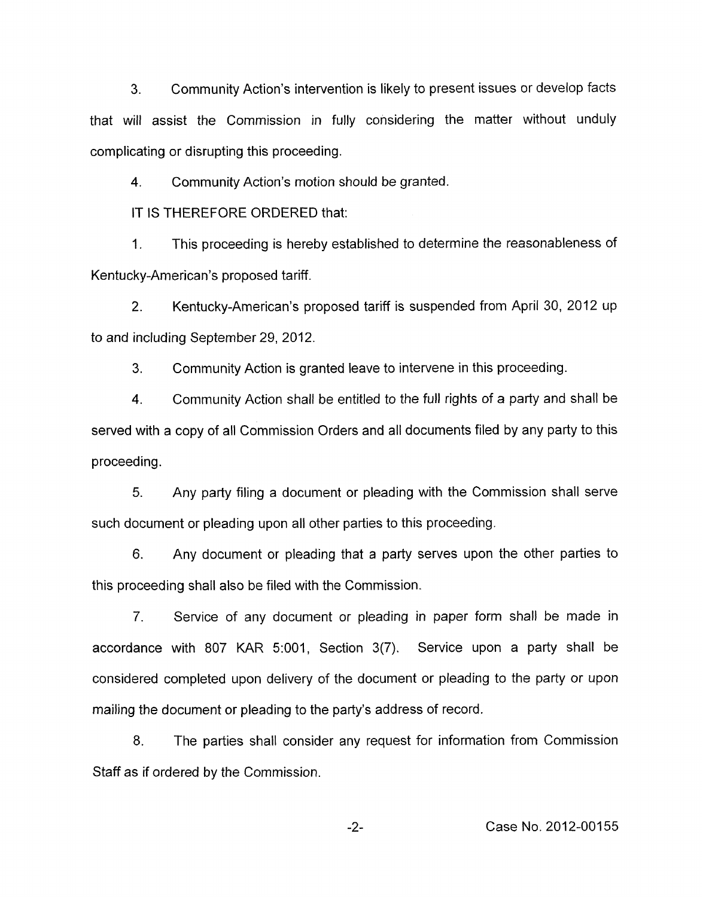3. Community Action's intervention is likely to present issues or develop facts that will assist the Commission in fully considering the matter without unduly complicating or disrupting this proceeding.

4. Community Action's motion should be granted.

IT IS THEREFORE ORDERED that:

1. This proceeding is hereby established to determine the reasonableness of Kentucky-American's proposed tariff.

2. Kentucky-American's proposed tariff is suspended from April 30, 2012 up to and including September 29, 2012.

3. Community Action is granted leave to intervene in this proceeding.

4. Community Action shall be entitled to the full rights of a party and shall be served with a copy of all Commission Orders and all documents filed by any party to this proceeding.

5. Any party filing a document or pleading with the Commission shall serve such document or pleading upon all other parties to this proceeding.

6. Any document or pleading that a party serves upon the other parties to this proceeding shall also be filed with the Commission.

7. Service of any document or pleading in paper form shall be made in accordance with 807 KAR 5:001, Section 3(7). Service upon a party shall be considered completed upon delivery of the document or pleading to the party or upon mailing the document or pleading to the party's address of record.

8. The parties shall consider any request for information from Commission Staff as if ordered by the Commission.

Case No. 2012-00155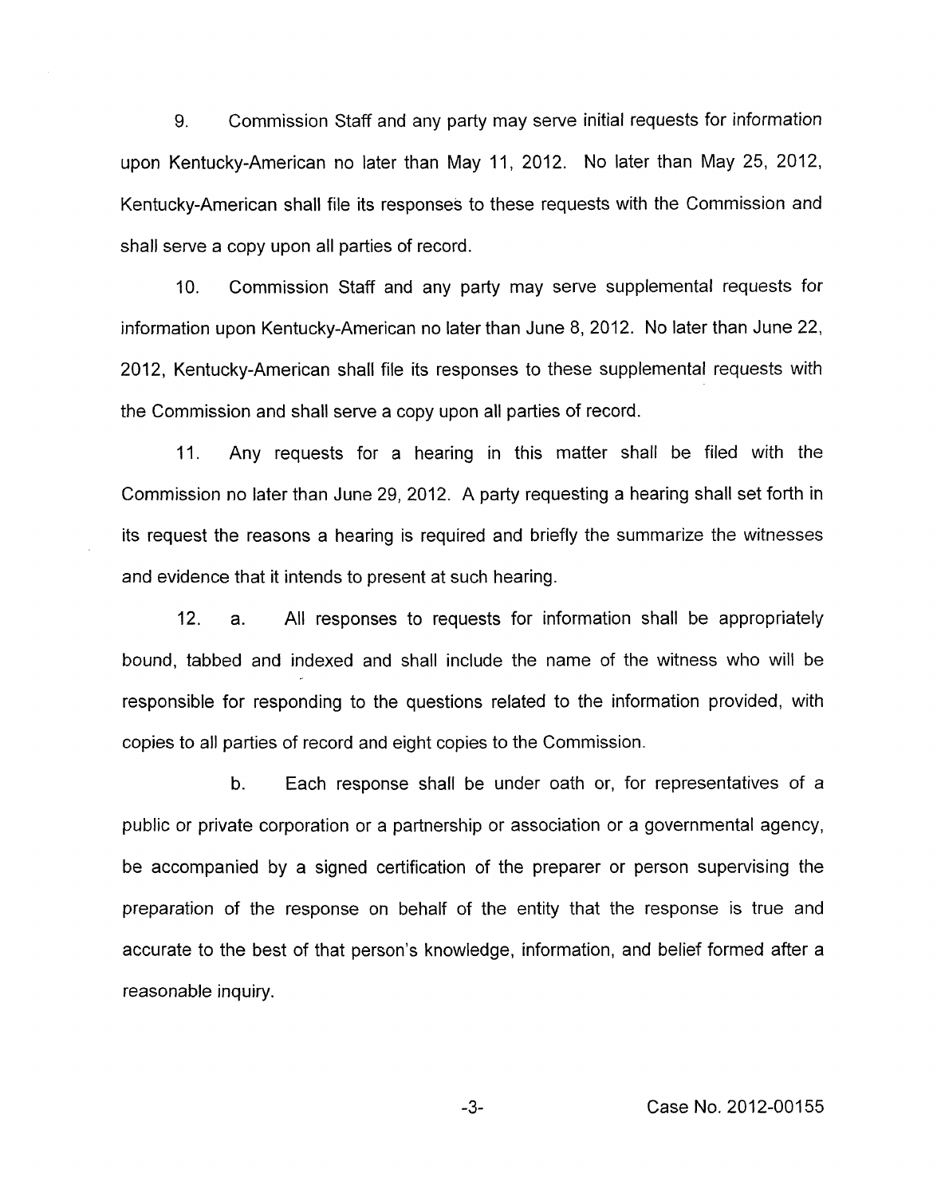9. Commission Staff and any party may serve initial requests for information upon Kentucky-American no later than May 11, 2012. No later than May 25, 2012, Kentucky-American shall file its responses to these requests with the Commission and shall serve a copy upon all parties of record.

10. Commission Staff and any party may serve supplemental requests for information upon Kentucky-American no later than June 8, 2012. No later than June 22, 2012, Kentucky-American shall file its responses to these supplemental requests with the Commission and shall serve a copy upon all parties of record.

11. Any requests for a hearing in this matter shall be filed with the Commission no later than June 29, 2012. A party requesting a hearing shall set forth in its request the reasons a hearing is required and briefly the summarize the witnesses and evidence that it intends to present at such hearing.

12. a. All responses to requests for information shall be appropriately bound, tabbed and indexed and shall include the name of the witness who will be responsible for responding to the questions related to the information provided, with copies to all parties of record and eight copies to the Commission.

b. Each response shall be under oath or, for representatives of a public or private corporation or a partnership or association or a governmental agency, be accompanied by a signed certification of the preparer or person supervising the preparation of the response on behalf of the entity that the response is true and accurate to the best of that person's knowledge, information, and belief formed after a reasonable inquiry.

Case No. 2012-00155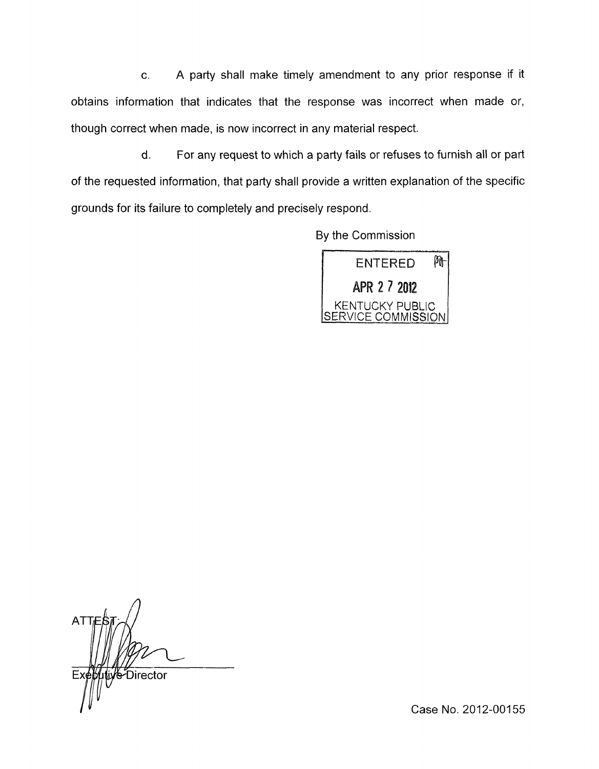c. A party shall make timely amendment to any prior response if it obtains information that indicates that the response was incorrect when made or, though correct when made, is now incorrect in any material respect.

d. For any request to which a party fails or refuses to furnish all or part of the requested information, that party shall provide a written explanation of the specific grounds for its failure to completely and precisely respond.

By the Commission

ENTERED
APR 27 2012
KENTUCKY PUBLIC SERVICE COMMISSION

ATTEST:

Executive Director

Case No. 2012-00155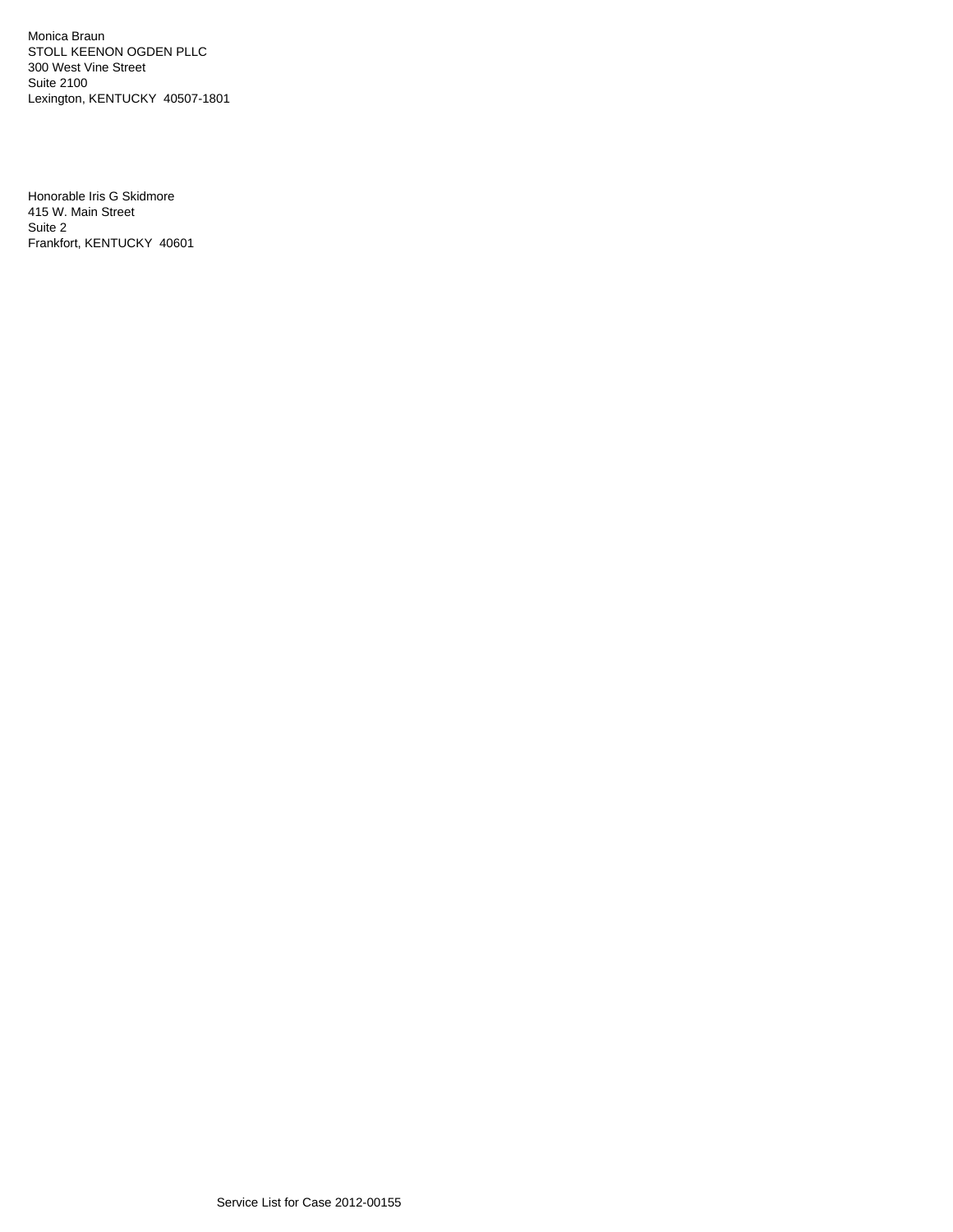Monica Braun
STOLL KEENON OGDEN PLLC
300 West Vine Street
Suite 2100
Lexington, KENTUCKY  40507-1801

Honorable Iris G Skidmore
415 W. Main Street
Suite 2
Frankfort, KENTUCKY  40601

Service List for Case 2012-00155